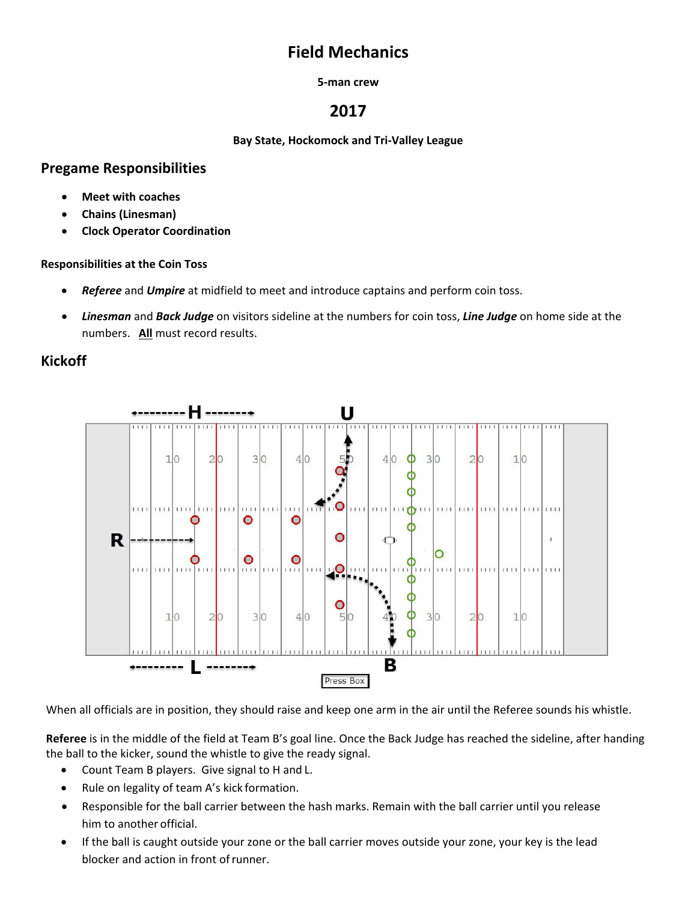# Field Mechanics

**5-man crew**

## 2017

**Bay State, Hockomock and Tri-Valley League**

## Pregame Responsibilities

- **Meet with coaches**
- **Chains (Linesman)**
- **Clock Operator Coordination**

#### Responsibilities at the Coin Toss

- ***Referee*** and ***Umpire*** at midfield to meet and introduce captains and perform coin toss.
- ***Linesman*** and ***Back Judge*** on visitors sideline at the numbers for coin toss, ***Line Judge*** on home side at the numbers. **All** must record results.

## Kickoff

When all officials are in position, they should raise and keep one arm in the air until the Referee sounds his whistle.

**Referee** is in the middle of the field at Team B's goal line. Once the Back Judge has reached the sideline, after handing the ball to the kicker, sound the whistle to give the ready signal.

- Count Team B players. Give signal to H and L.
- Rule on legality of team A's kick formation.
- Responsible for the ball carrier between the hash marks. Remain with the ball carrier until you release him to another official.
- If the ball is caught outside your zone or the ball carrier moves outside your zone, your key is the lead blocker and action in front of runner.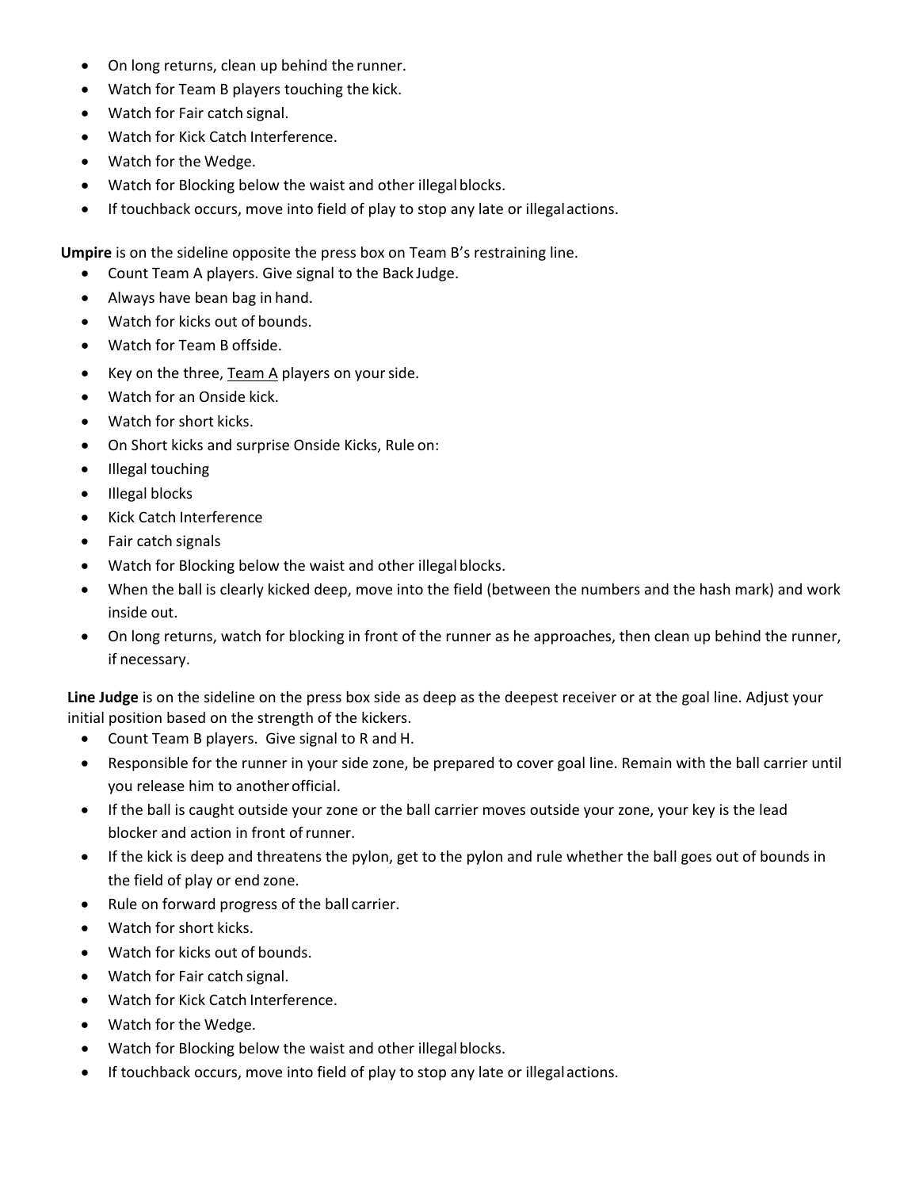- On long returns, clean up behind the runner.
- Watch for Team B players touching the kick.
- Watch for Fair catch signal.
- Watch for Kick Catch Interference.
- Watch for the Wedge.
- Watch for Blocking below the waist and other illegal blocks.
- If touchback occurs, move into field of play to stop any late or illegal actions.

**Umpire** is on the sideline opposite the press box on Team B's restraining line.

- Count Team A players. Give signal to the Back Judge.
- Always have bean bag in hand.
- Watch for kicks out of bounds.
- Watch for Team B offside.
- Key on the three, <u>Team A</u> players on your side.
- Watch for an Onside kick.
- Watch for short kicks.
- On Short kicks and surprise Onside Kicks, Rule on:
- Illegal touching
- Illegal blocks
- Kick Catch Interference
- Fair catch signals
- Watch for Blocking below the waist and other illegal blocks.
- When the ball is clearly kicked deep, move into the field (between the numbers and the hash mark) and work inside out.
- On long returns, watch for blocking in front of the runner as he approaches, then clean up behind the runner, if necessary.

**Line Judge** is on the sideline on the press box side as deep as the deepest receiver or at the goal line. Adjust your initial position based on the strength of the kickers.

- Count Team B players. Give signal to R and H.
- Responsible for the runner in your side zone, be prepared to cover goal line. Remain with the ball carrier until you release him to another official.
- If the ball is caught outside your zone or the ball carrier moves outside your zone, your key is the lead blocker and action in front of runner.
- If the kick is deep and threatens the pylon, get to the pylon and rule whether the ball goes out of bounds in the field of play or end zone.
- Rule on forward progress of the ball carrier.
- Watch for short kicks.
- Watch for kicks out of bounds.
- Watch for Fair catch signal.
- Watch for Kick Catch Interference.
- Watch for the Wedge.
- Watch for Blocking below the waist and other illegal blocks.
- If touchback occurs, move into field of play to stop any late or illegal actions.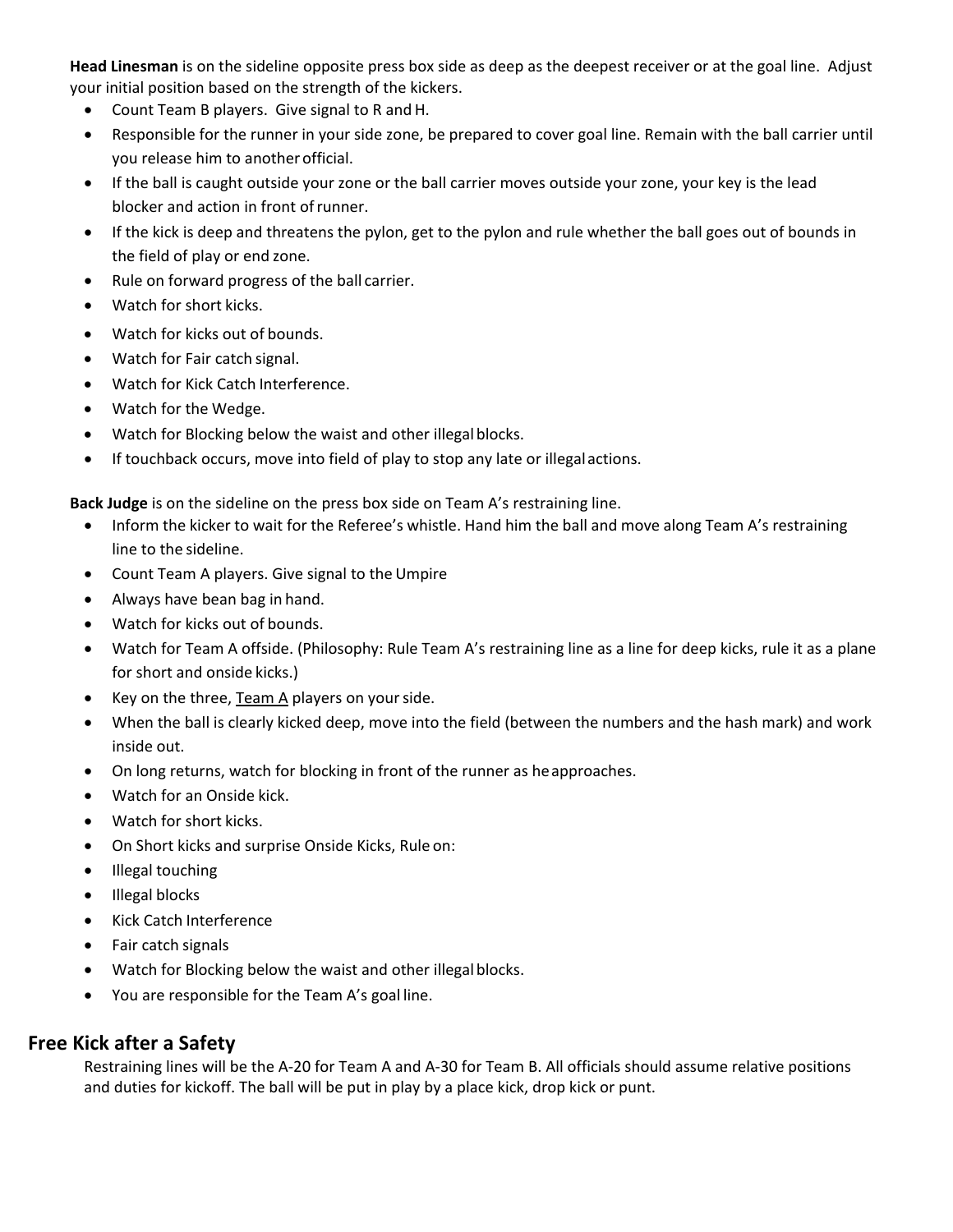**Head Linesman** is on the sideline opposite press box side as deep as the deepest receiver or at the goal line. Adjust your initial position based on the strength of the kickers.

- Count Team B players. Give signal to R and H.
- Responsible for the runner in your side zone, be prepared to cover goal line. Remain with the ball carrier until you release him to another official.
- If the ball is caught outside your zone or the ball carrier moves outside your zone, your key is the lead blocker and action in front of runner.
- If the kick is deep and threatens the pylon, get to the pylon and rule whether the ball goes out of bounds in the field of play or end zone.
- Rule on forward progress of the ball carrier.
- Watch for short kicks.
- Watch for kicks out of bounds.
- Watch for Fair catch signal.
- Watch for Kick Catch Interference.
- Watch for the Wedge.
- Watch for Blocking below the waist and other illegal blocks.
- If touchback occurs, move into field of play to stop any late or illegal actions.

**Back Judge** is on the sideline on the press box side on Team A's restraining line.

- Inform the kicker to wait for the Referee's whistle. Hand him the ball and move along Team A's restraining line to the sideline.
- Count Team A players. Give signal to the Umpire
- Always have bean bag in hand.
- Watch for kicks out of bounds.
- Watch for Team A offside. (Philosophy: Rule Team A's restraining line as a line for deep kicks, rule it as a plane for short and onside kicks.)
- Key on the three, <u>Team A</u> players on your side.
- When the ball is clearly kicked deep, move into the field (between the numbers and the hash mark) and work inside out.
- On long returns, watch for blocking in front of the runner as he approaches.
- Watch for an Onside kick.
- Watch for short kicks.
- On Short kicks and surprise Onside Kicks, Rule on:
- Illegal touching
- Illegal blocks
- Kick Catch Interference
- Fair catch signals
- Watch for Blocking below the waist and other illegal blocks.
- You are responsible for the Team A's goal line.

## Free Kick after a Safety

Restraining lines will be the A-20 for Team A and A-30 for Team B. All officials should assume relative positions and duties for kickoff. The ball will be put in play by a place kick, drop kick or punt.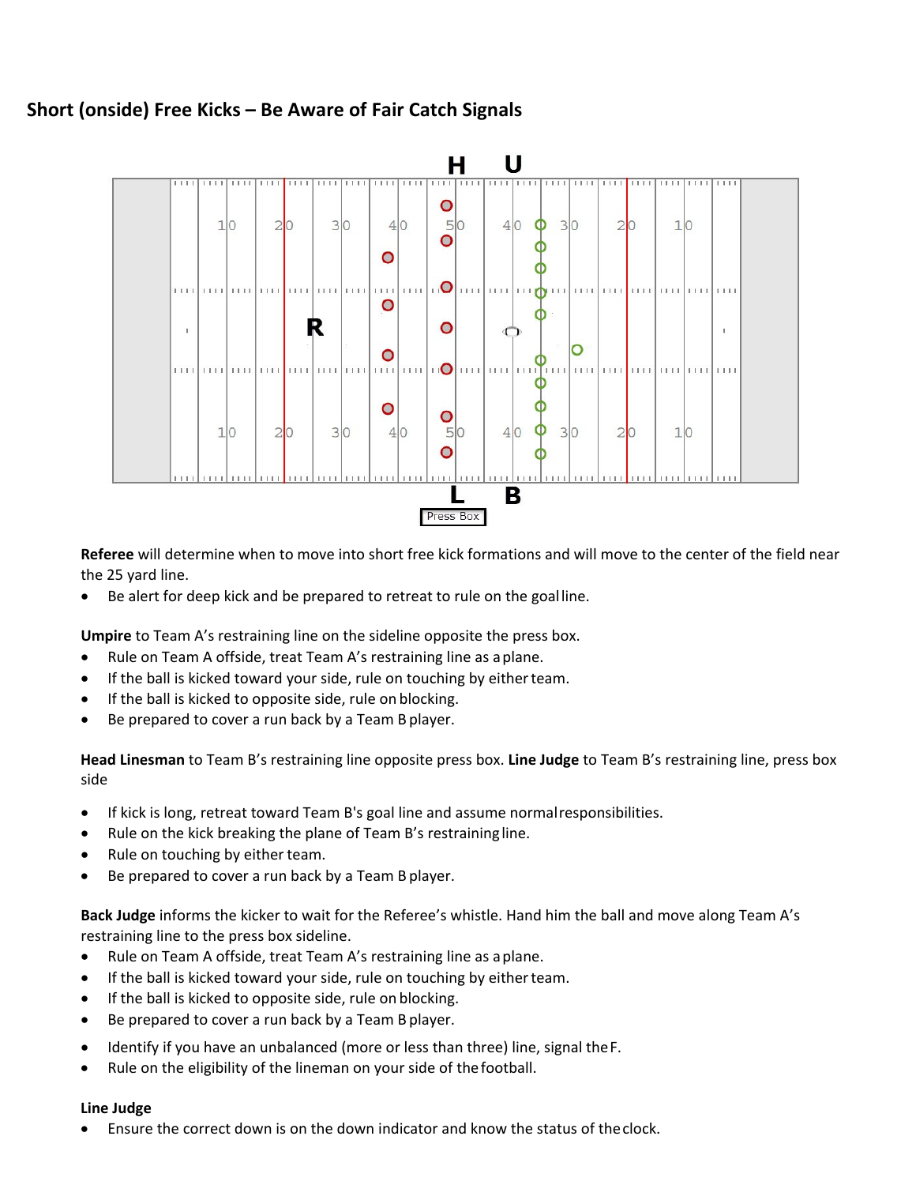## Short (onside) Free Kicks – Be Aware of Fair Catch Signals

**Referee** will determine when to move into short free kick formations and will move to the center of the field near the 25 yard line.

- Be alert for deep kick and be prepared to retreat to rule on the goal line.

**Umpire** to Team A's restraining line on the sideline opposite the press box.

- Rule on Team A offside, treat Team A's restraining line as a plane.
- If the ball is kicked toward your side, rule on touching by either team.
- If the ball is kicked to opposite side, rule on blocking.
- Be prepared to cover a run back by a Team B player.

**Head Linesman** to Team B's restraining line opposite press box. **Line Judge** to Team B's restraining line, press box side

- If kick is long, retreat toward Team B's goal line and assume normal responsibilities.
- Rule on the kick breaking the plane of Team B's restraining line.
- Rule on touching by either team.
- Be prepared to cover a run back by a Team B player.

**Back Judge** informs the kicker to wait for the Referee's whistle. Hand him the ball and move along Team A's restraining line to the press box sideline.

- Rule on Team A offside, treat Team A's restraining line as a plane.
- If the ball is kicked toward your side, rule on touching by either team.
- If the ball is kicked to opposite side, rule on blocking.
- Be prepared to cover a run back by a Team B player.

- Identify if you have an unbalanced (more or less than three) line, signal the F.
- Rule on the eligibility of the lineman on your side of the football.

**Line Judge**

- Ensure the correct down is on the down indicator and know the status of the clock.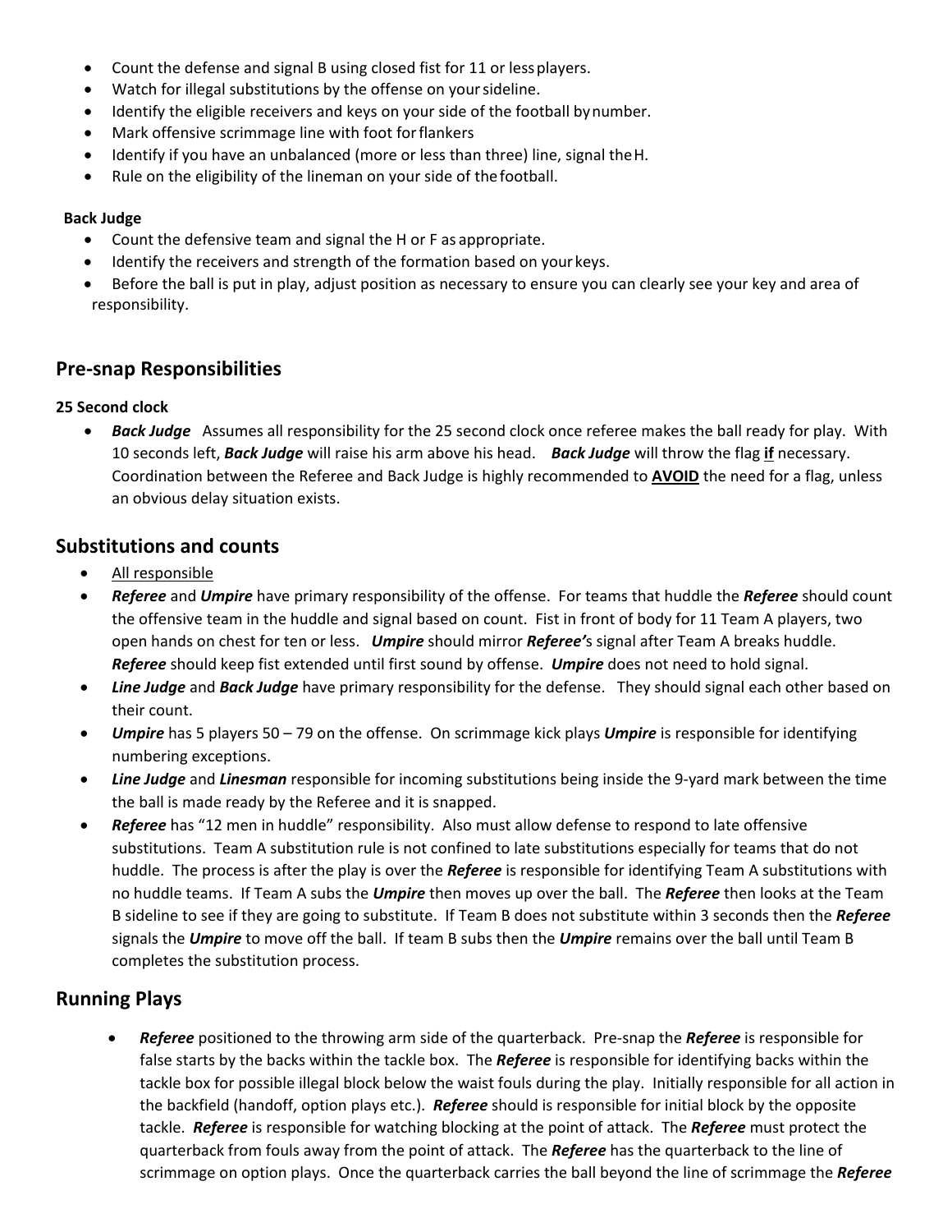- Count the defense and signal B using closed fist for 11 or less players.
- Watch for illegal substitutions by the offense on your sideline.
- Identify the eligible receivers and keys on your side of the football by number.
- Mark offensive scrimmage line with foot for flankers
- Identify if you have an unbalanced (more or less than three) line, signal the H.
- Rule on the eligibility of the lineman on your side of the football.

**Back Judge**

- Count the defensive team and signal the H or F as appropriate.
- Identify the receivers and strength of the formation based on your keys.
- Before the ball is put in play, adjust position as necessary to ensure you can clearly see your key and area of responsibility.

## Pre-snap Responsibilities

**25 Second clock**

- ***Back Judge*** Assumes all responsibility for the 25 second clock once referee makes the ball ready for play. With 10 seconds left, ***Back Judge*** will raise his arm above his head. ***Back Judge*** will throw the flag **if** necessary. Coordination between the Referee and Back Judge is highly recommended to **AVOID** the need for a flag, unless an obvious delay situation exists.

## Substitutions and counts

- All responsible
- ***Referee*** and ***Umpire*** have primary responsibility of the offense. For teams that huddle the ***Referee*** should count the offensive team in the huddle and signal based on count. Fist in front of body for 11 Team A players, two open hands on chest for ten or less. ***Umpire*** should mirror ***Referee'***s signal after Team A breaks huddle. ***Referee*** should keep fist extended until first sound by offense. ***Umpire*** does not need to hold signal.
- ***Line Judge*** and ***Back Judge*** have primary responsibility for the defense. They should signal each other based on their count.
- ***Umpire*** has 5 players 50 – 79 on the offense. On scrimmage kick plays ***Umpire*** is responsible for identifying numbering exceptions.
- ***Line Judge*** and ***Linesman*** responsible for incoming substitutions being inside the 9-yard mark between the time the ball is made ready by the Referee and it is snapped.
- ***Referee*** has "12 men in huddle" responsibility. Also must allow defense to respond to late offensive substitutions. Team A substitution rule is not confined to late substitutions especially for teams that do not huddle. The process is after the play is over the ***Referee*** is responsible for identifying Team A substitutions with no huddle teams. If Team A subs the ***Umpire*** then moves up over the ball. The ***Referee*** then looks at the Team B sideline to see if they are going to substitute. If Team B does not substitute within 3 seconds then the ***Referee*** signals the ***Umpire*** to move off the ball. If team B subs then the ***Umpire*** remains over the ball until Team B completes the substitution process.

## Running Plays

- ***Referee*** positioned to the throwing arm side of the quarterback. Pre-snap the ***Referee*** is responsible for false starts by the backs within the tackle box. The ***Referee*** is responsible for identifying backs within the tackle box for possible illegal block below the waist fouls during the play. Initially responsible for all action in the backfield (handoff, option plays etc.). ***Referee*** should is responsible for initial block by the opposite tackle. ***Referee*** is responsible for watching blocking at the point of attack. The ***Referee*** must protect the quarterback from fouls away from the point of attack. The ***Referee*** has the quarterback to the line of scrimmage on option plays. Once the quarterback carries the ball beyond the line of scrimmage the ***Referee***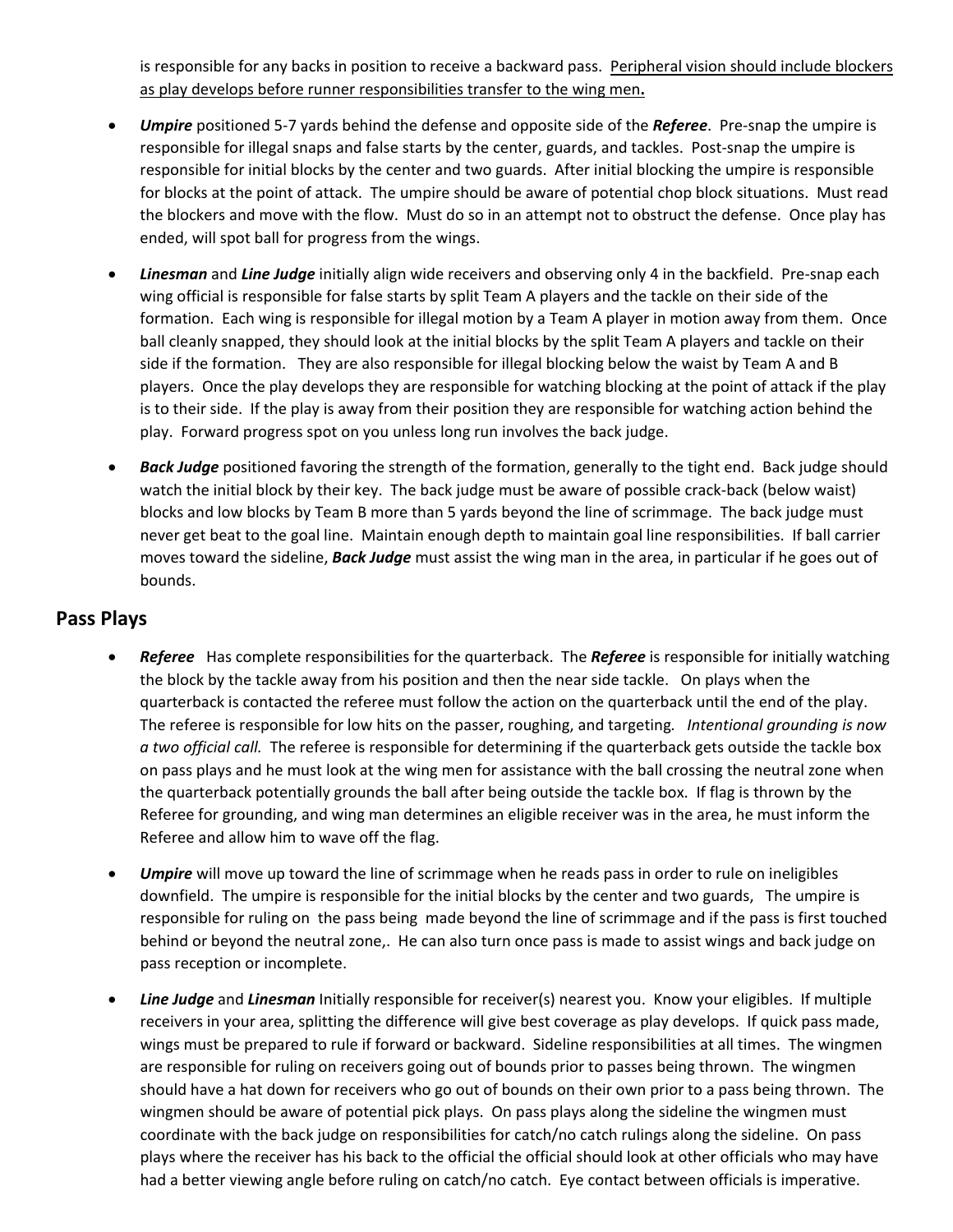is responsible for any backs in position to receive a backward pass. <u>Peripheral vision should include blockers as play develops before runner responsibilities transfer to the wing men.</u>

- ***Umpire*** positioned 5-7 yards behind the defense and opposite side of the ***Referee***. Pre-snap the umpire is responsible for illegal snaps and false starts by the center, guards, and tackles. Post-snap the umpire is responsible for initial blocks by the center and two guards. After initial blocking the umpire is responsible for blocks at the point of attack. The umpire should be aware of potential chop block situations. Must read the blockers and move with the flow. Must do so in an attempt not to obstruct the defense. Once play has ended, will spot ball for progress from the wings.

- ***Linesman*** and ***Line Judge*** initially align wide receivers and observing only 4 in the backfield. Pre-snap each wing official is responsible for false starts by split Team A players and the tackle on their side of the formation. Each wing is responsible for illegal motion by a Team A player in motion away from them. Once ball cleanly snapped, they should look at the initial blocks by the split Team A players and tackle on their side if the formation. They are also responsible for illegal blocking below the waist by Team A and B players. Once the play develops they are responsible for watching blocking at the point of attack if the play is to their side. If the play is away from their position they are responsible for watching action behind the play. Forward progress spot on you unless long run involves the back judge.

- ***Back Judge*** positioned favoring the strength of the formation, generally to the tight end. Back judge should watch the initial block by their key. The back judge must be aware of possible crack-back (below waist) blocks and low blocks by Team B more than 5 yards beyond the line of scrimmage. The back judge must never get beat to the goal line. Maintain enough depth to maintain goal line responsibilities. If ball carrier moves toward the sideline, ***Back Judge*** must assist the wing man in the area, in particular if he goes out of bounds.

## Pass Plays

- ***Referee*** Has complete responsibilities for the quarterback. The ***Referee*** is responsible for initially watching the block by the tackle away from his position and then the near side tackle. On plays when the quarterback is contacted the referee must follow the action on the quarterback until the end of the play. The referee is responsible for low hits on the passer, roughing, and targeting. *Intentional grounding is now a two official call.* The referee is responsible for determining if the quarterback gets outside the tackle box on pass plays and he must look at the wing men for assistance with the ball crossing the neutral zone when the quarterback potentially grounds the ball after being outside the tackle box. If flag is thrown by the Referee for grounding, and wing man determines an eligible receiver was in the area, he must inform the Referee and allow him to wave off the flag.

- ***Umpire*** will move up toward the line of scrimmage when he reads pass in order to rule on ineligibles downfield. The umpire is responsible for the initial blocks by the center and two guards, The umpire is responsible for ruling on the pass being made beyond the line of scrimmage and if the pass is first touched behind or beyond the neutral zone,. He can also turn once pass is made to assist wings and back judge on pass reception or incomplete.

- ***Line Judge*** and ***Linesman*** Initially responsible for receiver(s) nearest you. Know your eligibles. If multiple receivers in your area, splitting the difference will give best coverage as play develops. If quick pass made, wings must be prepared to rule if forward or backward. Sideline responsibilities at all times. The wingmen are responsible for ruling on receivers going out of bounds prior to passes being thrown. The wingmen should have a hat down for receivers who go out of bounds on their own prior to a pass being thrown. The wingmen should be aware of potential pick plays. On pass plays along the sideline the wingmen must coordinate with the back judge on responsibilities for catch/no catch rulings along the sideline. On pass plays where the receiver has his back to the official the official should look at other officials who may have had a better viewing angle before ruling on catch/no catch. Eye contact between officials is imperative.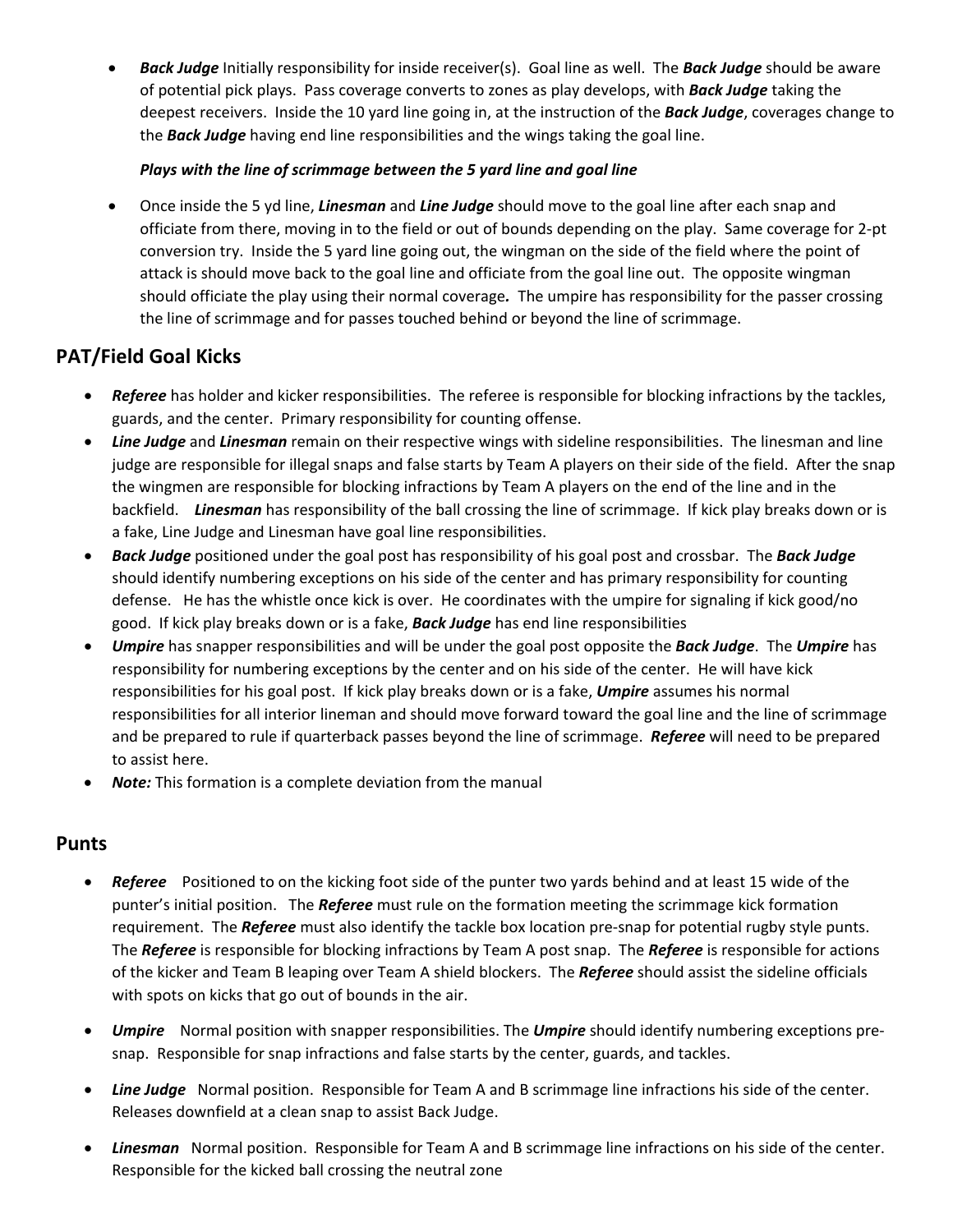- ***Back Judge*** Initially responsibility for inside receiver(s). Goal line as well. The ***Back Judge*** should be aware of potential pick plays. Pass coverage converts to zones as play develops, with ***Back Judge*** taking the deepest receivers. Inside the 10 yard line going in, at the instruction of the ***Back Judge***, coverages change to the ***Back Judge*** having end line responsibilities and the wings taking the goal line.

  ***Plays with the line of scrimmage between the 5 yard line and goal line***

- Once inside the 5 yd line, ***Linesman*** and ***Line Judge*** should move to the goal line after each snap and officiate from there, moving in to the field or out of bounds depending on the play. Same coverage for 2-pt conversion try. Inside the 5 yard line going out, the wingman on the side of the field where the point of attack is should move back to the goal line and officiate from the goal line out. The opposite wingman should officiate the play using their normal coverage***.*** The umpire has responsibility for the passer crossing the line of scrimmage and for passes touched behind or beyond the line of scrimmage.

## PAT/Field Goal Kicks

- ***Referee*** has holder and kicker responsibilities. The referee is responsible for blocking infractions by the tackles, guards, and the center. Primary responsibility for counting offense.
- ***Line Judge*** and ***Linesman*** remain on their respective wings with sideline responsibilities. The linesman and line judge are responsible for illegal snaps and false starts by Team A players on their side of the field. After the snap the wingmen are responsible for blocking infractions by Team A players on the end of the line and in the backfield. ***Linesman*** has responsibility of the ball crossing the line of scrimmage. If kick play breaks down or is a fake, Line Judge and Linesman have goal line responsibilities.
- ***Back Judge*** positioned under the goal post has responsibility of his goal post and crossbar. The ***Back Judge*** should identify numbering exceptions on his side of the center and has primary responsibility for counting defense. He has the whistle once kick is over. He coordinates with the umpire for signaling if kick good/no good. If kick play breaks down or is a fake, ***Back Judge*** has end line responsibilities
- ***Umpire*** has snapper responsibilities and will be under the goal post opposite the ***Back Judge***. The ***Umpire*** has responsibility for numbering exceptions by the center and on his side of the center. He will have kick responsibilities for his goal post. If kick play breaks down or is a fake, ***Umpire*** assumes his normal responsibilities for all interior lineman and should move forward toward the goal line and the line of scrimmage and be prepared to rule if quarterback passes beyond the line of scrimmage. ***Referee*** will need to be prepared to assist here.
- ***Note:*** This formation is a complete deviation from the manual

## Punts

- ***Referee*** Positioned to on the kicking foot side of the punter two yards behind and at least 15 wide of the punter's initial position. The ***Referee*** must rule on the formation meeting the scrimmage kick formation requirement. The ***Referee*** must also identify the tackle box location pre-snap for potential rugby style punts. The ***Referee*** is responsible for blocking infractions by Team A post snap. The ***Referee*** is responsible for actions of the kicker and Team B leaping over Team A shield blockers. The ***Referee*** should assist the sideline officials with spots on kicks that go out of bounds in the air.

- ***Umpire*** Normal position with snapper responsibilities. The ***Umpire*** should identify numbering exceptions pre-snap. Responsible for snap infractions and false starts by the center, guards, and tackles.

- ***Line Judge*** Normal position. Responsible for Team A and B scrimmage line infractions his side of the center. Releases downfield at a clean snap to assist Back Judge.

- ***Linesman*** Normal position. Responsible for Team A and B scrimmage line infractions on his side of the center. Responsible for the kicked ball crossing the neutral zone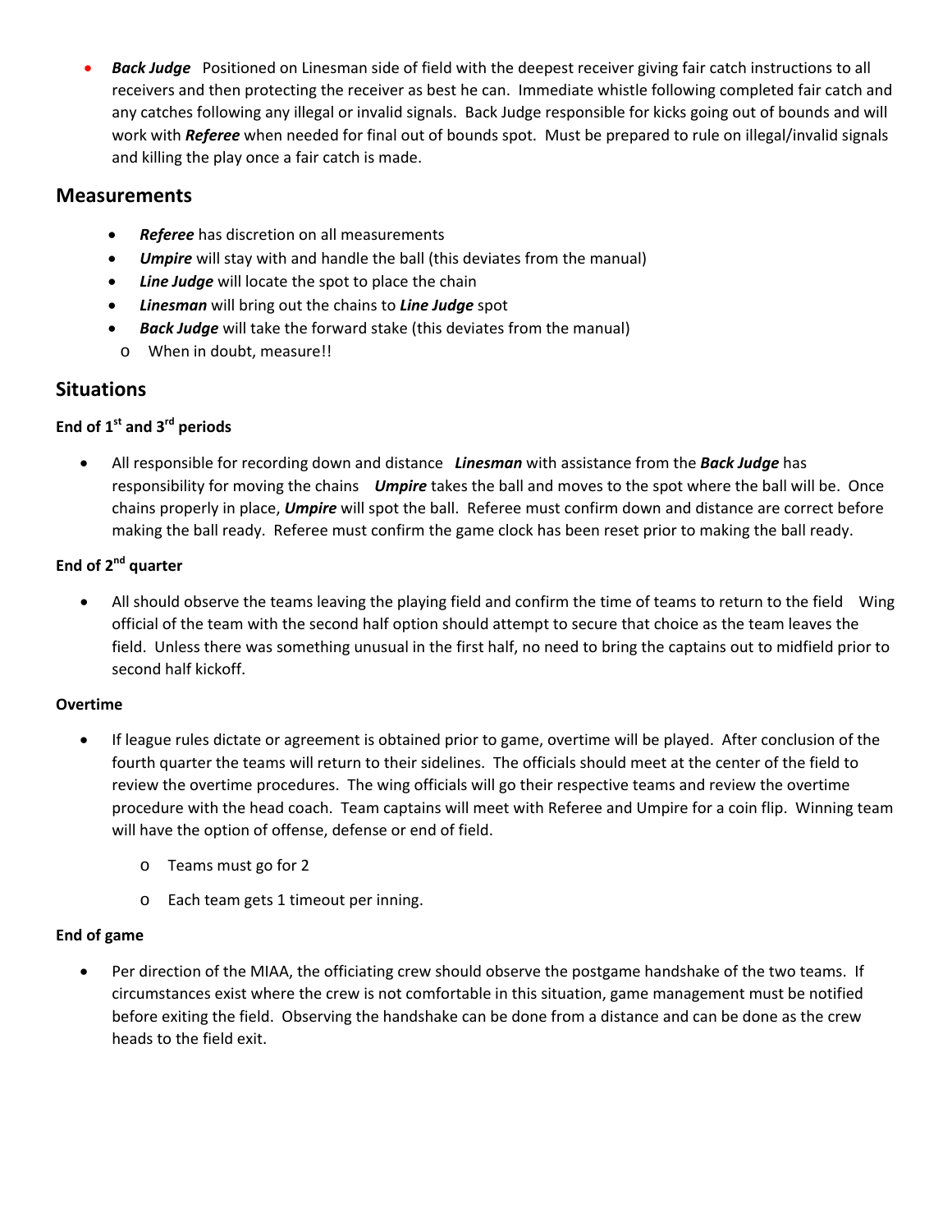- ***Back Judge*** Positioned on Linesman side of field with the deepest receiver giving fair catch instructions to all receivers and then protecting the receiver as best he can. Immediate whistle following completed fair catch and any catches following any illegal or invalid signals. Back Judge responsible for kicks going out of bounds and will work with ***Referee*** when needed for final out of bounds spot. Must be prepared to rule on illegal/invalid signals and killing the play once a fair catch is made.

## Measurements

- ***Referee*** has discretion on all measurements
- ***Umpire*** will stay with and handle the ball (this deviates from the manual)
- ***Line Judge*** will locate the spot to place the chain
- ***Linesman*** will bring out the chains to ***Line Judge*** spot
- ***Back Judge*** will take the forward stake (this deviates from the manual)
  - When in doubt, measure!!

## Situations

### End of 1st and 3rd periods

- All responsible for recording down and distance ***Linesman*** with assistance from the ***Back Judge*** has responsibility for moving the chains ***Umpire*** takes the ball and moves to the spot where the ball will be. Once chains properly in place, ***Umpire*** will spot the ball. Referee must confirm down and distance are correct before making the ball ready. Referee must confirm the game clock has been reset prior to making the ball ready.

### End of 2nd quarter

- All should observe the teams leaving the playing field and confirm the time of teams to return to the field Wing official of the team with the second half option should attempt to secure that choice as the team leaves the field. Unless there was something unusual in the first half, no need to bring the captains out to midfield prior to second half kickoff.

### Overtime

- If league rules dictate or agreement is obtained prior to game, overtime will be played. After conclusion of the fourth quarter the teams will return to their sidelines. The officials should meet at the center of the field to review the overtime procedures. The wing officials will go their respective teams and review the overtime procedure with the head coach. Team captains will meet with Referee and Umpire for a coin flip. Winning team will have the option of offense, defense or end of field.
  - Teams must go for 2
  - Each team gets 1 timeout per inning.

### End of game

- Per direction of the MIAA, the officiating crew should observe the postgame handshake of the two teams. If circumstances exist where the crew is not comfortable in this situation, game management must be notified before exiting the field. Observing the handshake can be done from a distance and can be done as the crew heads to the field exit.